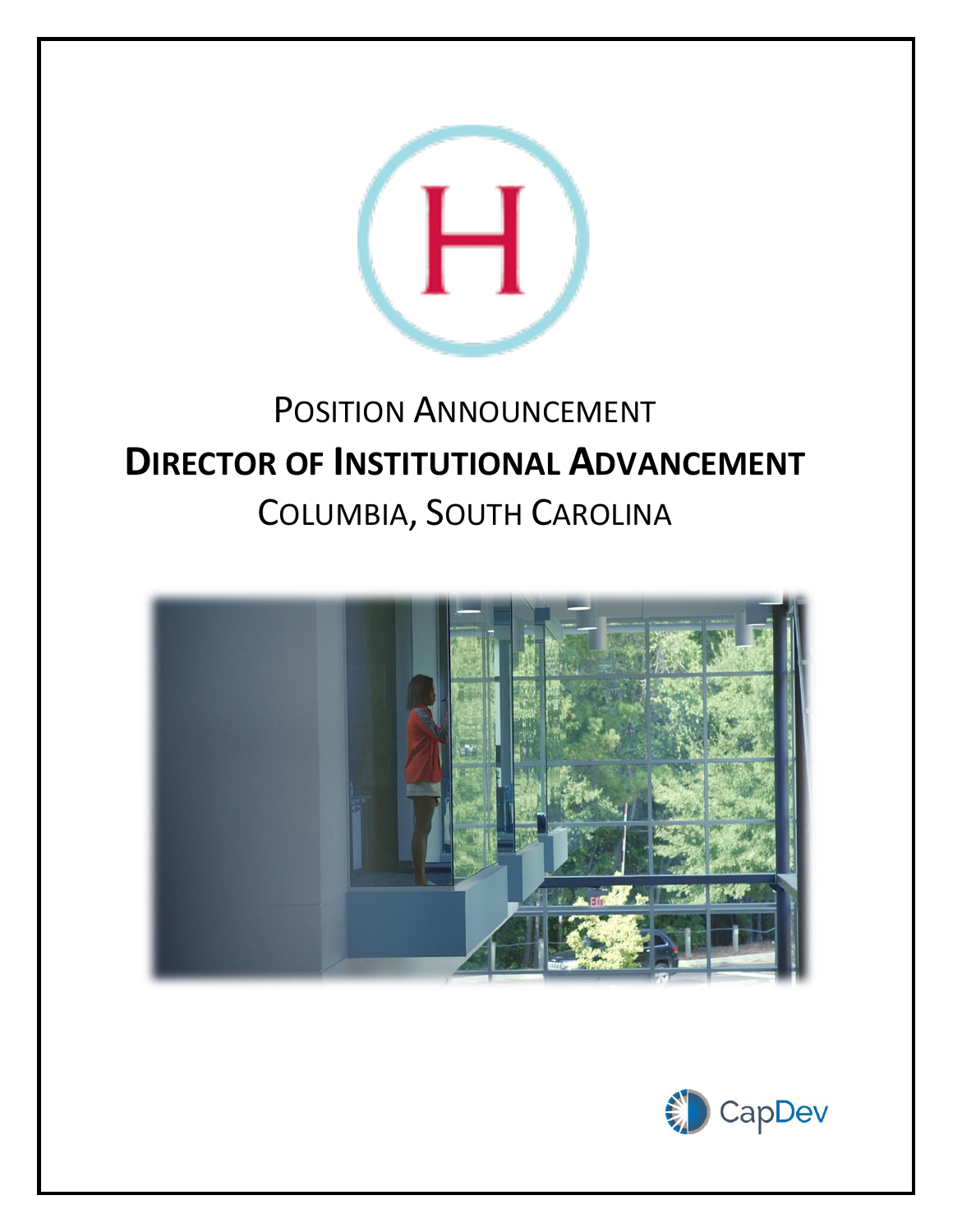# Position Announcement

# Director of Institutional Advancement

## Columbia, South Carolina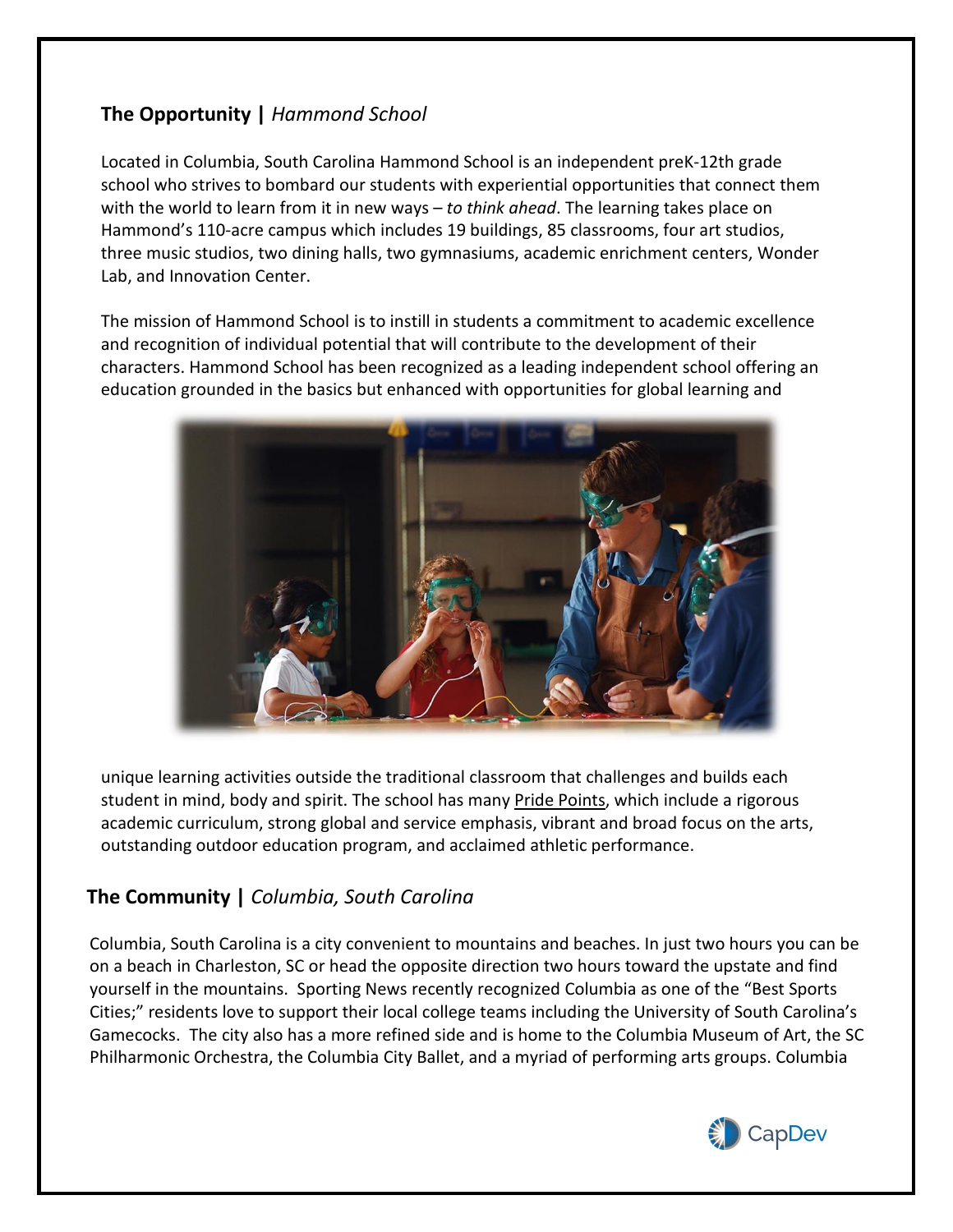## **The Opportunity |** *Hammond School*

Located in Columbia, South Carolina Hammond School is an independent preK-12th grade school who strives to bombard our students with experiential opportunities that connect them with the world to learn from it in new ways – *to think ahead*. The learning takes place on Hammond's 110-acre campus which includes 19 buildings, 85 classrooms, four art studios, three music studios, two dining halls, two gymnasiums, academic enrichment centers, Wonder Lab, and Innovation Center.

The mission of Hammond School is to instill in students a commitment to academic excellence and recognition of individual potential that will contribute to the development of their characters. Hammond School has been recognized as a leading independent school offering an education grounded in the basics but enhanced with opportunities for global learning and unique learning activities outside the traditional classroom that challenges and builds each student in mind, body and spirit. The school has many Pride Points, which include a rigorous academic curriculum, strong global and service emphasis, vibrant and broad focus on the arts, outstanding outdoor education program, and acclaimed athletic performance.

## **The Community |** *Columbia, South Carolina*

Columbia, South Carolina is a city convenient to mountains and beaches. In just two hours you can be on a beach in Charleston, SC or head the opposite direction two hours toward the upstate and find yourself in the mountains. Sporting News recently recognized Columbia as one of the "Best Sports Cities;" residents love to support their local college teams including the University of South Carolina's Gamecocks. The city also has a more refined side and is home to the Columbia Museum of Art, the SC Philharmonic Orchestra, the Columbia City Ballet, and a myriad of performing arts groups. Columbia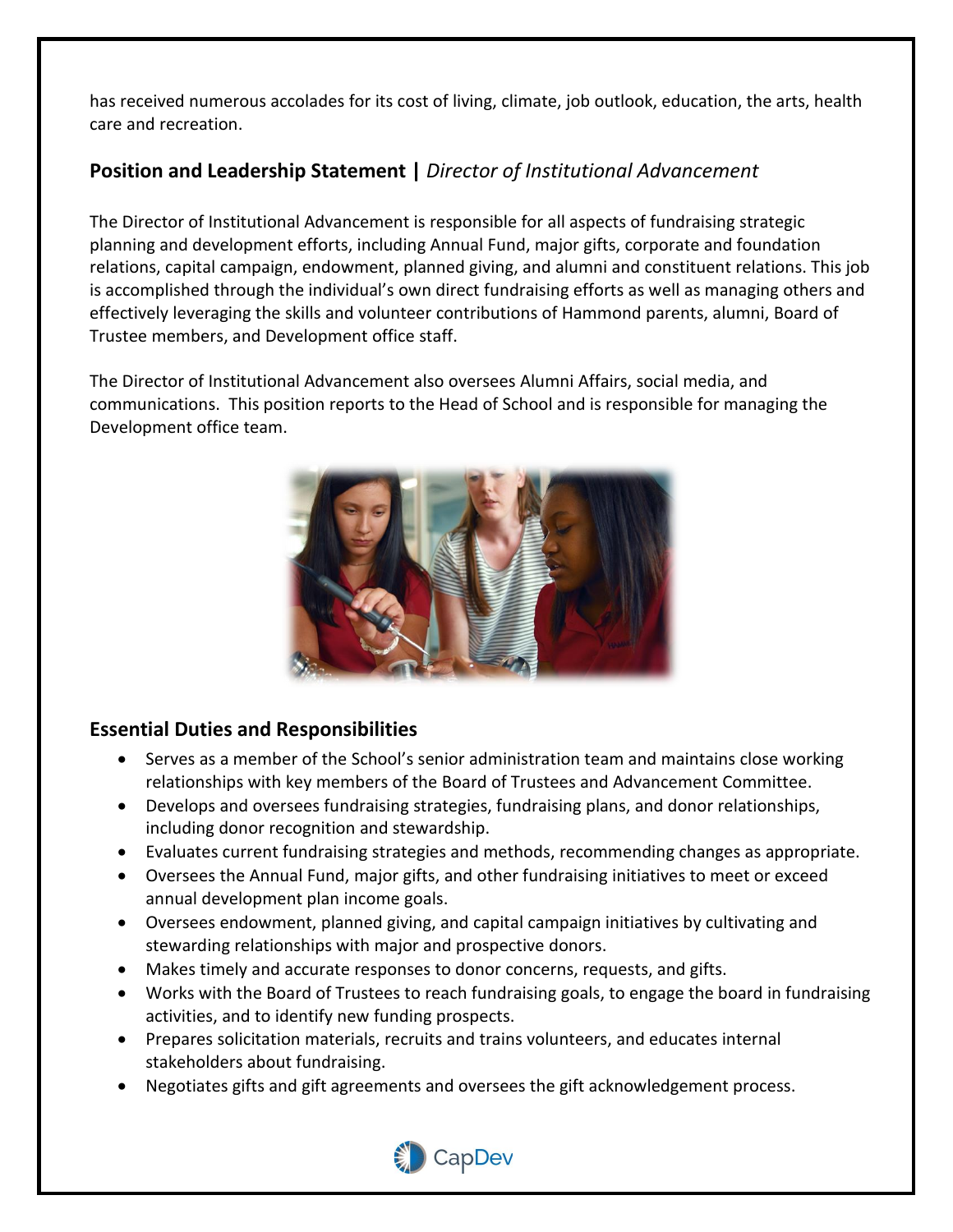has received numerous accolades for its cost of living, climate, job outlook, education, the arts, health care and recreation.

## Position and Leadership Statement | *Director of Institutional Advancement*

The Director of Institutional Advancement is responsible for all aspects of fundraising strategic planning and development efforts, including Annual Fund, major gifts, corporate and foundation relations, capital campaign, endowment, planned giving, and alumni and constituent relations. This job is accomplished through the individual's own direct fundraising efforts as well as managing others and effectively leveraging the skills and volunteer contributions of Hammond parents, alumni, Board of Trustee members, and Development office staff.

The Director of Institutional Advancement also oversees Alumni Affairs, social media, and communications. This position reports to the Head of School and is responsible for managing the Development office team.

## Essential Duties and Responsibilities

- Serves as a member of the School's senior administration team and maintains close working relationships with key members of the Board of Trustees and Advancement Committee.
- Develops and oversees fundraising strategies, fundraising plans, and donor relationships, including donor recognition and stewardship.
- Evaluates current fundraising strategies and methods, recommending changes as appropriate.
- Oversees the Annual Fund, major gifts, and other fundraising initiatives to meet or exceed annual development plan income goals.
- Oversees endowment, planned giving, and capital campaign initiatives by cultivating and stewarding relationships with major and prospective donors.
- Makes timely and accurate responses to donor concerns, requests, and gifts.
- Works with the Board of Trustees to reach fundraising goals, to engage the board in fundraising activities, and to identify new funding prospects.
- Prepares solicitation materials, recruits and trains volunteers, and educates internal stakeholders about fundraising.
- Negotiates gifts and gift agreements and oversees the gift acknowledgement process.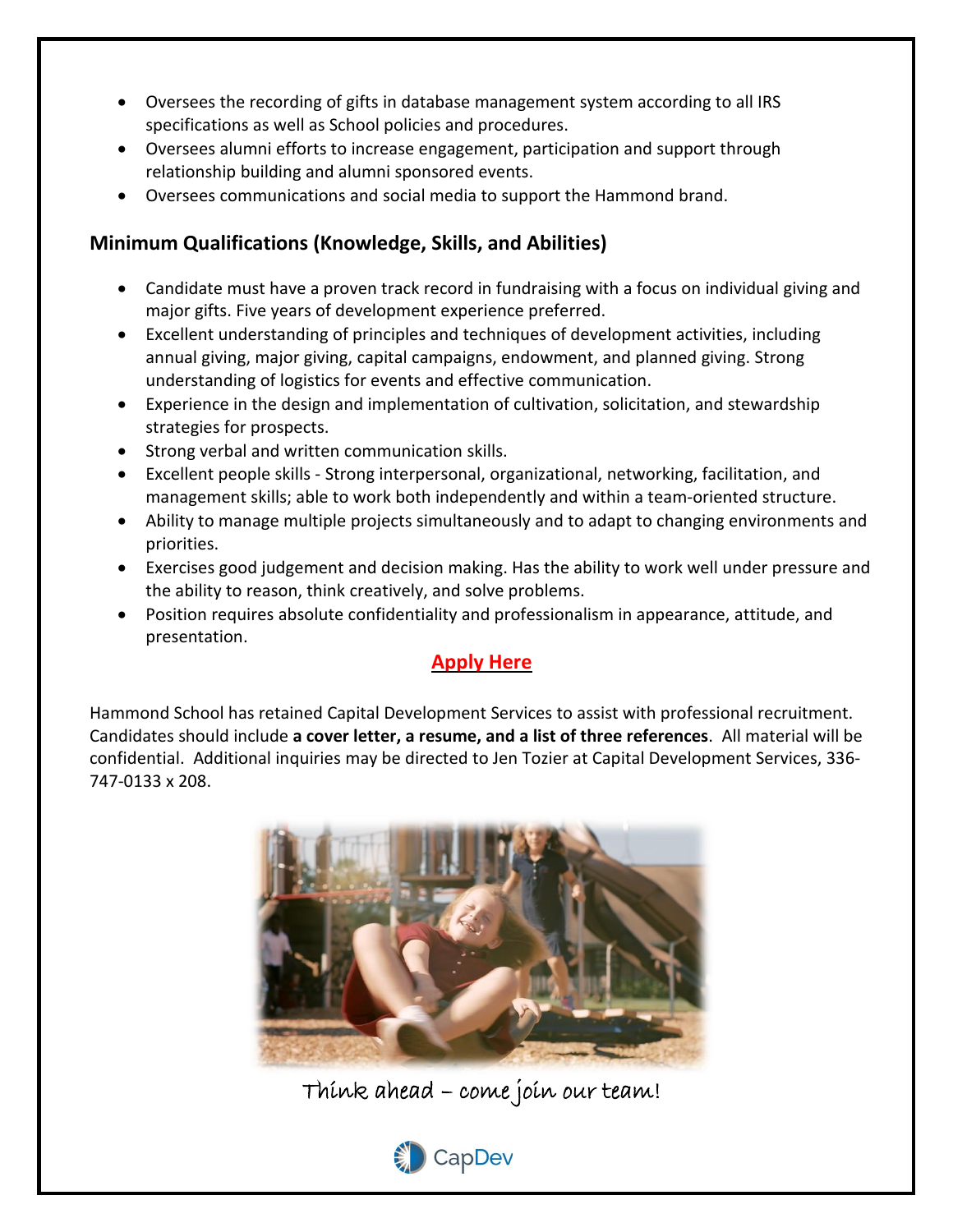- Oversees the recording of gifts in database management system according to all IRS specifications as well as School policies and procedures.
- Oversees alumni efforts to increase engagement, participation and support through relationship building and alumni sponsored events.
- Oversees communications and social media to support the Hammond brand.

## Minimum Qualifications (Knowledge, Skills, and Abilities)

- Candidate must have a proven track record in fundraising with a focus on individual giving and major gifts. Five years of development experience preferred.
- Excellent understanding of principles and techniques of development activities, including annual giving, major giving, capital campaigns, endowment, and planned giving. Strong understanding of logistics for events and effective communication.
- Experience in the design and implementation of cultivation, solicitation, and stewardship strategies for prospects.
- Strong verbal and written communication skills.
- Excellent people skills - Strong interpersonal, organizational, networking, facilitation, and management skills; able to work both independently and within a team-oriented structure.
- Ability to manage multiple projects simultaneously and to adapt to changing environments and priorities.
- Exercises good judgement and decision making. Has the ability to work well under pressure and the ability to reason, think creatively, and solve problems.
- Position requires absolute confidentiality and professionalism in appearance, attitude, and presentation.

**Apply Here**

Hammond School has retained Capital Development Services to assist with professional recruitment. Candidates should include **a cover letter, a resume, and a list of three references**. All material will be confidential. Additional inquiries may be directed to Jen Tozier at Capital Development Services, 336-747-0133 x 208.

Think ahead – come join our team!

CapDev